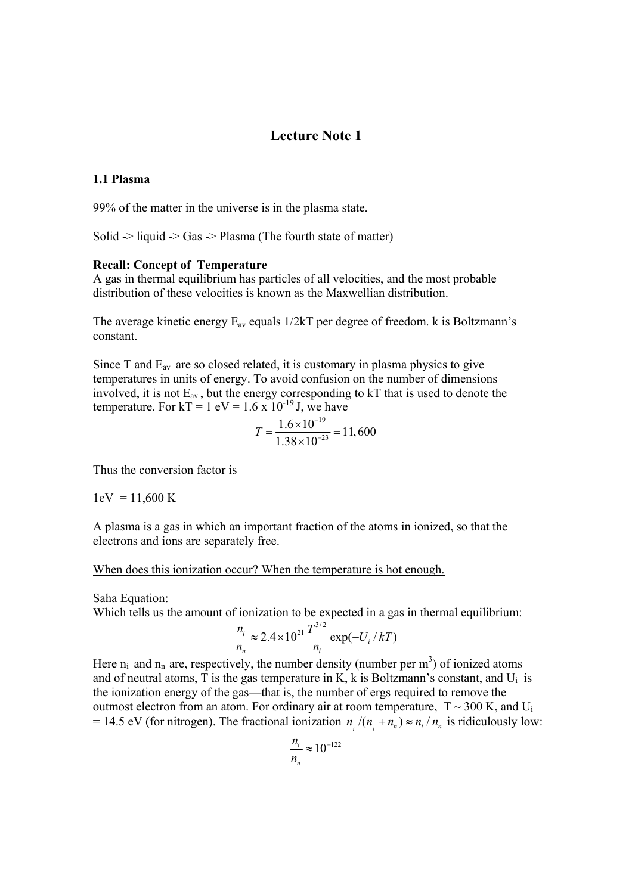# Lecture Note 1

### 1.1 Plasma

99% of the matter in the universe is in the plasma state.

Solid -> liquid -> Gas -> Plasma (The fourth state of matter)

**Recall: Concept of Temperature**
A gas in thermal equilibrium has particles of all velocities, and the most probable distribution of these velocities is known as the Maxwellian distribution.

The average kinetic energy $E_{av}$ equals 1/2kT per degree of freedom. k is Boltzmann's constant.

Since T and $E_{av}$ are so closed related, it is customary in plasma physics to give temperatures in units of energy. To avoid confusion on the number of dimensions involved, it is not $E_{av}$, but the energy corresponding to kT that is used to denote the temperature. For kT = 1 eV = 1.6 x $10^{-19}$ J, we have

$$T = \frac{1.6 \times 10^{-19}}{1.38 \times 10^{-23}} = 11,600$$

Thus the conversion factor is

1eV = 11,600 K

A plasma is a gas in which an important fraction of the atoms in ionized, so that the electrons and ions are separately free.

When does this ionization occur? When the temperature is hot enough.

Saha Equation:
Which tells us the amount of ionization to be expected in a gas in thermal equilibrium:

$$\frac{n_i}{n_n} \approx 2.4 \times 10^{21} \frac{T^{3/2}}{n_i} \exp(-U_i / kT)$$

Here $n_i$ and $n_n$ are, respectively, the number density (number per $m^3$) of ionized atoms and of neutral atoms, T is the gas temperature in K, k is Boltzmann's constant, and $U_i$ is the ionization energy of the gas—that is, the number of ergs required to remove the outmost electron from an atom. For ordinary air at room temperature, T ~ 300 K, and $U_i$ = 14.5 eV (for nitrogen). The fractional ionization $n_i/(n_i + n_n) \approx n_i / n_n$ is ridiculously low:

$$\frac{n_i}{n_n} \approx 10^{-122}$$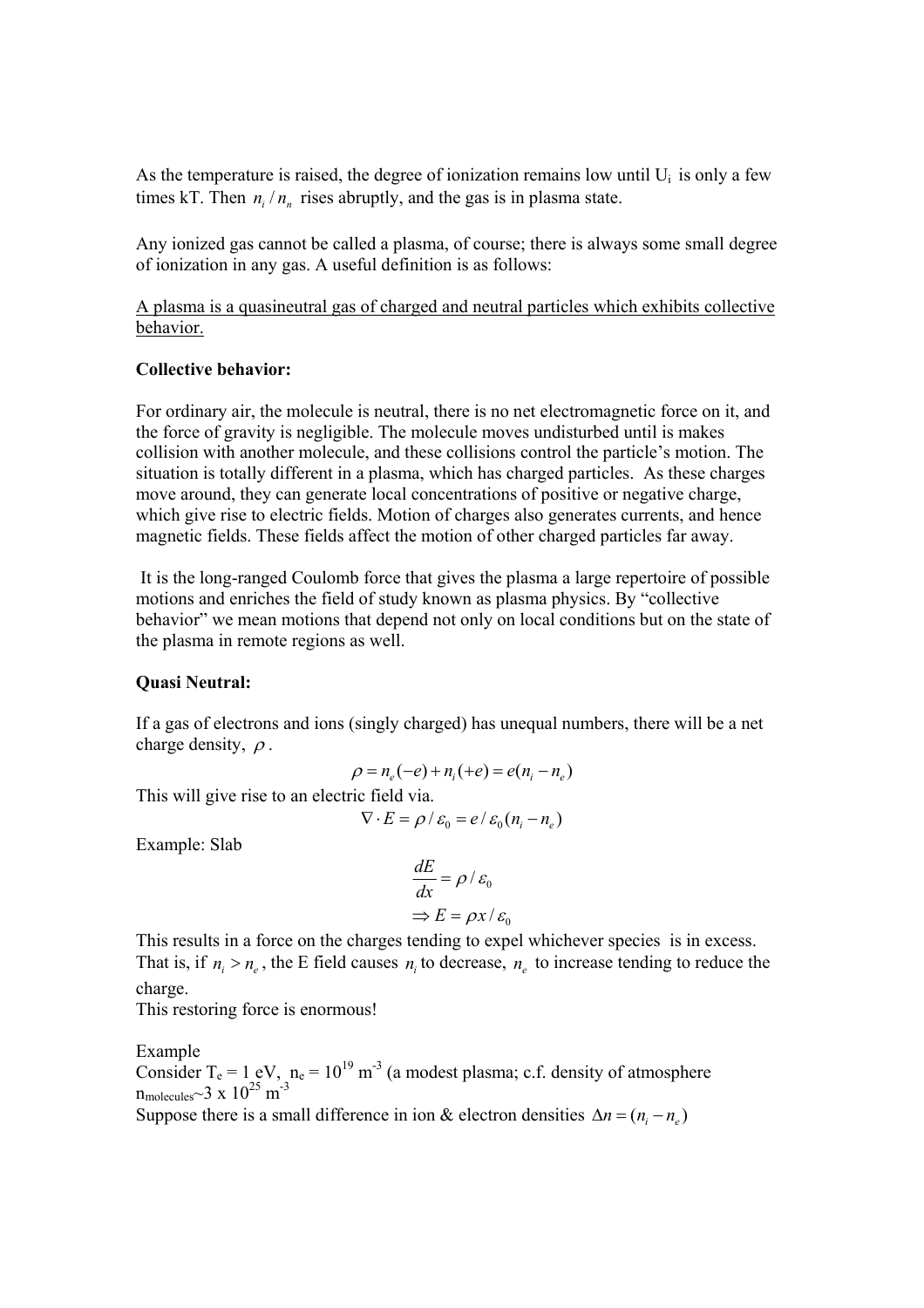As the temperature is raised, the degree of ionization remains low until $U_i$ is only a few times kT. Then $n_i / n_n$ rises abruptly, and the gas is in plasma state.

Any ionized gas cannot be called a plasma, of course; there is always some small degree of ionization in any gas. A useful definition is as follows:

<u>A plasma is a quasineutral gas of charged and neutral particles which exhibits collective behavior.</u>

**Collective behavior:**

For ordinary air, the molecule is neutral, there is no net electromagnetic force on it, and the force of gravity is negligible. The molecule moves undisturbed until is makes collision with another molecule, and these collisions control the particle's motion. The situation is totally different in a plasma, which has charged particles. As these charges move around, they can generate local concentrations of positive or negative charge, which give rise to electric fields. Motion of charges also generates currents, and hence magnetic fields. These fields affect the motion of other charged particles far away.

It is the long-ranged Coulomb force that gives the plasma a large repertoire of possible motions and enriches the field of study known as plasma physics. By "collective behavior" we mean motions that depend not only on local conditions but on the state of the plasma in remote regions as well.

**Quasi Neutral:**

If a gas of electrons and ions (singly charged) has unequal numbers, there will be a net charge density, $\rho$.

$$\rho = n_e(-e) + n_i(+e) = e(n_i - n_e)$$

This will give rise to an electric field via.

$$\nabla \cdot E = \rho / \varepsilon_0 = e / \varepsilon_0 (n_i - n_e)$$

Example: Slab

$$\frac{dE}{dx} = \rho / \varepsilon_0$$

$$\Rightarrow E = \rho x / \varepsilon_0$$

This results in a force on the charges tending to expel whichever species is in excess. That is, if $n_i > n_e$, the E field causes $n_i$ to decrease, $n_e$ to increase tending to reduce the charge.

This restoring force is enormous!

Example

Consider $T_e = 1$ eV, $n_e = 10^{19}$ m$^{-3}$ (a modest plasma; c.f. density of atmosphere $n_{molecules} \sim 3 \times 10^{25}$ m$^{-3}$

Suppose there is a small difference in ion & electron densities $\Delta n = (n_i - n_e)$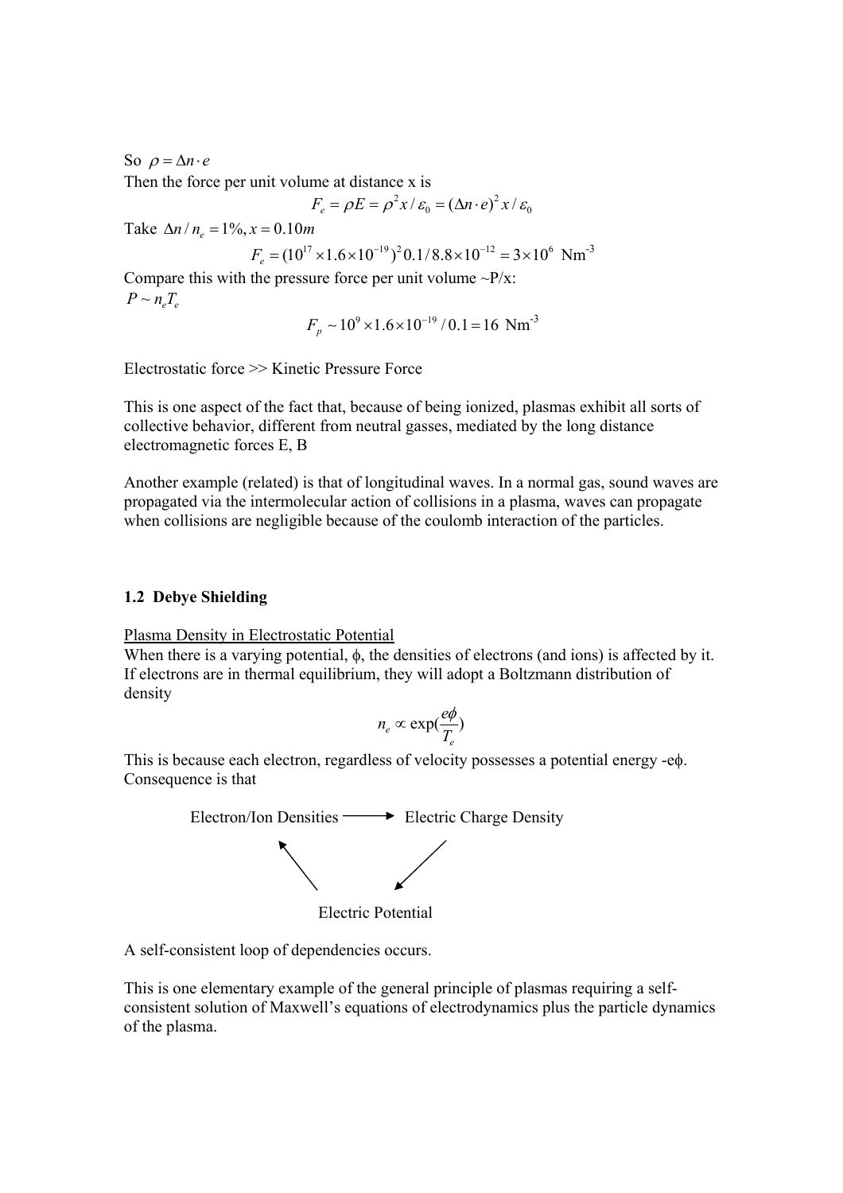So $\rho = \Delta n \cdot e$

Then the force per unit volume at distance x is

$$F_e = \rho E = \rho^2 x / \varepsilon_0 = (\Delta n \cdot e)^2 x / \varepsilon_0$$

Take $\Delta n / n_e = 1\%, x = 0.10m$

$$F_e = (10^{17} \times 1.6 \times 10^{-19})^2 0.1 / 8.8 \times 10^{-12} = 3 \times 10^6 \ \text{Nm}^{-3}$$

Compare this with the pressure force per unit volume ~P/x:

$P \sim n_e T_e$

$$F_p \sim 10^9 \times 1.6 \times 10^{-19} / 0.1 = 16 \ \text{Nm}^{-3}$$

Electrostatic force >> Kinetic Pressure Force

This is one aspect of the fact that, because of being ionized, plasmas exhibit all sorts of collective behavior, different from neutral gasses, mediated by the long distance electromagnetic forces E, B

Another example (related) is that of longitudinal waves. In a normal gas, sound waves are propagated via the intermolecular action of collisions in a plasma, waves can propagate when collisions are negligible because of the coulomb interaction of the particles.

### 1.2 Debye Shielding

Plasma Density in Electrostatic Potential

When there is a varying potential, $\phi$, the densities of electrons (and ions) is affected by it. If electrons are in thermal equilibrium, they will adopt a Boltzmann distribution of density

$$n_e \propto \exp\left(\frac{e\phi}{T_e}\right)$$

This is because each electron, regardless of velocity possesses a potential energy $-e\phi$. Consequence is that

Electron/Ion Densities ⟶ Electric Charge Density

↖ ↙

Electric Potential

A self-consistent loop of dependencies occurs.

This is one elementary example of the general principle of plasmas requiring a self-consistent solution of Maxwell's equations of electrodynamics plus the particle dynamics of the plasma.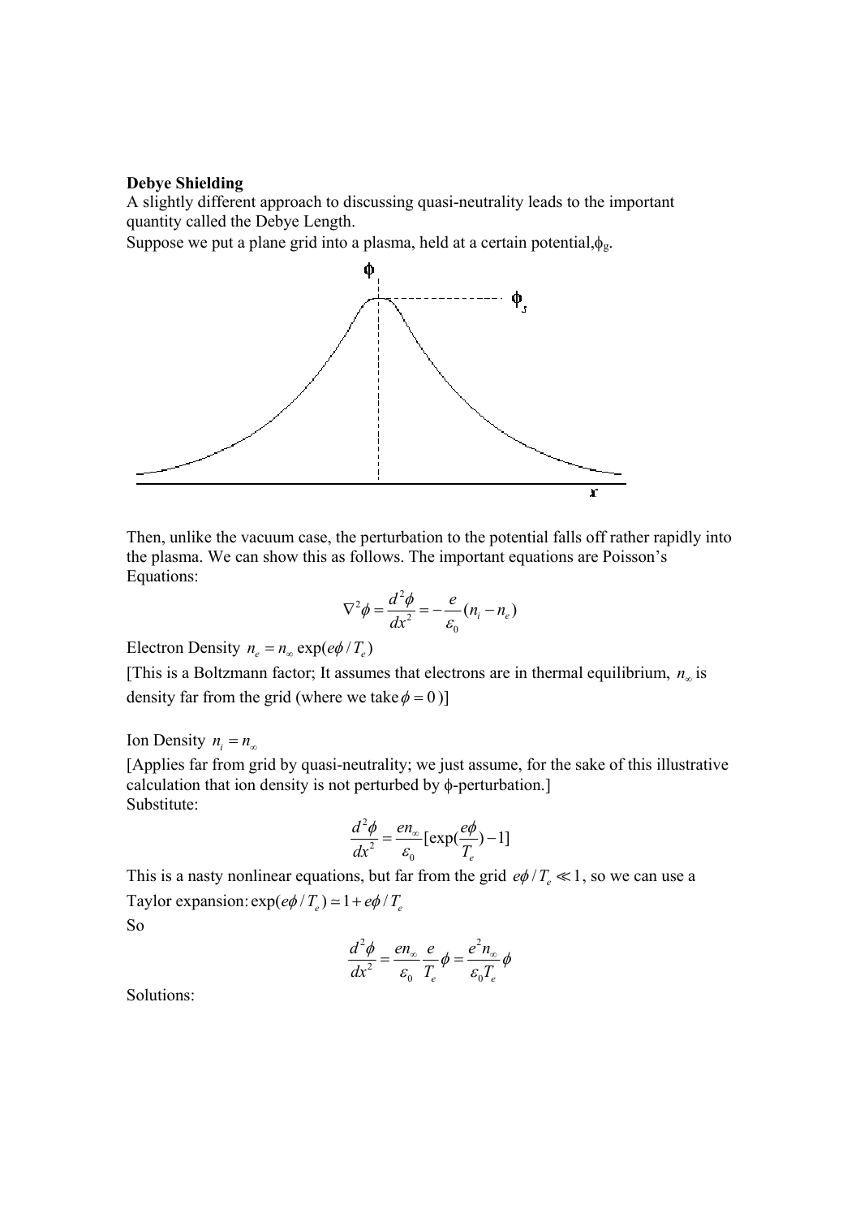**Debye Shielding**

A slightly different approach to discussing quasi-neutrality leads to the important quantity called the Debye Length.

Suppose we put a plane grid into a plasma, held at a certain potential, $\phi_g$.

Then, unlike the vacuum case, the perturbation to the potential falls off rather rapidly into the plasma. We can show this as follows. The important equations are Poisson's Equations:

$$\nabla^2\phi = \frac{d^2\phi}{dx^2} = -\frac{e}{\varepsilon_0}(n_i - n_e)$$

Electron Density $n_e = n_\infty \exp(e\phi / T_e)$

[This is a Boltzmann factor; It assumes that electrons are in thermal equilibrium, $n_\infty$ is density far from the grid (where we take $\phi = 0$)]

Ion Density $n_i = n_\infty$

[Applies far from grid by quasi-neutrality; we just assume, for the sake of this illustrative calculation that ion density is not perturbed by $\phi$-perturbation.]

Substitute:

$$\frac{d^2\phi}{dx^2} = \frac{en_\infty}{\varepsilon_0}[\exp(\frac{e\phi}{T_e}) - 1]$$

This is a nasty nonlinear equations, but far from the grid $e\phi / T_e \ll 1$, so we can use a Taylor expansion: $\exp(e\phi / T_e) \simeq 1 + e\phi / T_e$

So

$$\frac{d^2\phi}{dx^2} = \frac{en_\infty}{\varepsilon_0}\frac{e}{T_e}\phi = \frac{e^2 n_\infty}{\varepsilon_0 T_e}\phi$$

Solutions: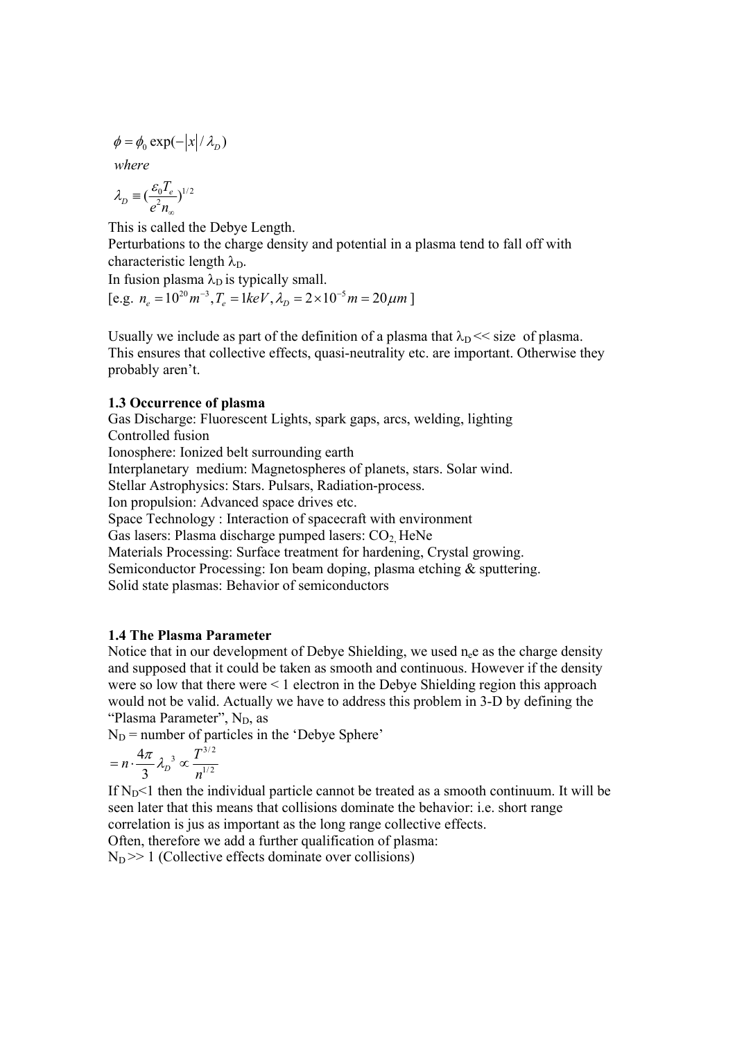$$\phi = \phi_0 \exp(-|x|/\lambda_D)$$

*where*

$$\lambda_D \equiv \left(\frac{\varepsilon_0 T_e}{e^2 n_\infty}\right)^{1/2}$$

This is called the Debye Length.

Perturbations to the charge density and potential in a plasma tend to fall off with characteristic length $\lambda_D$.

In fusion plasma $\lambda_D$ is typically small.

[e.g. $n_e = 10^{20} m^{-3}, T_e = 1keV, \lambda_D = 2\times10^{-5} m = 20\mu m$ ]

Usually we include as part of the definition of a plasma that $\lambda_D$ << size of plasma. This ensures that collective effects, quasi-neutrality etc. are important. Otherwise they probably aren't.

### 1.3 Occurrence of plasma

Gas Discharge: Fluorescent Lights, spark gaps, arcs, welding, lighting
Controlled fusion
Ionosphere: Ionized belt surrounding earth
Interplanetary medium: Magnetospheres of planets, stars. Solar wind.
Stellar Astrophysics: Stars. Pulsars, Radiation-process.
Ion propulsion: Advanced space drives etc.
Space Technology : Interaction of spacecraft with environment
Gas lasers: Plasma discharge pumped lasers: $CO_2$, HeNe
Materials Processing: Surface treatment for hardening, Crystal growing.
Semiconductor Processing: Ion beam doping, plasma etching & sputtering.
Solid state plasmas: Behavior of semiconductors

### 1.4 The Plasma Parameter

Notice that in our development of Debye Shielding, we used $n_e e$ as the charge density and supposed that it could be taken as smooth and continuous. However if the density were so low that there were < 1 electron in the Debye Shielding region this approach would not be valid. Actually we have to address this problem in 3-D by defining the "Plasma Parameter", $N_D$, as

$N_D$ = number of particles in the 'Debye Sphere'

$$= n \cdot \frac{4\pi}{3} \lambda_D{}^3 \propto \frac{T^{3/2}}{n^{1/2}}$$

If $N_D$<1 then the individual particle cannot be treated as a smooth continuum. It will be seen later that this means that collisions dominate the behavior: i.e. short range correlation is jus as important as the long range collective effects.

Often, therefore we add a further qualification of plasma:

$N_D$ >> 1 (Collective effects dominate over collisions)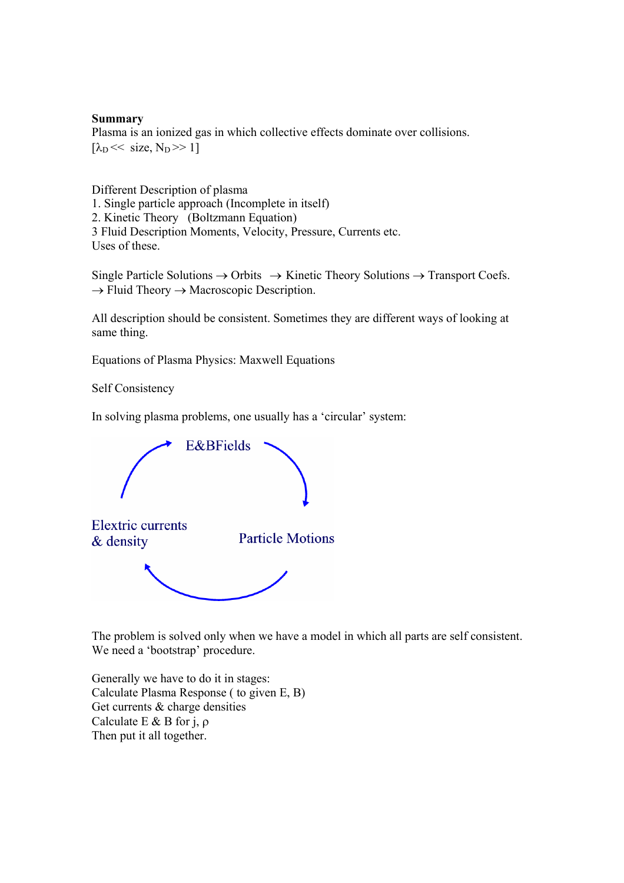**Summary**

Plasma is an ionized gas in which collective effects dominate over collisions.
[$\lambda_D <<$ size, $N_D >> 1$]

Different Description of plasma

1. Single particle approach (Incomplete in itself)
2. Kinetic Theory (Boltzmann Equation)
3. Fluid Description Moments, Velocity, Pressure, Currents etc.

Uses of these.

Single Particle Solutions → Orbits → Kinetic Theory Solutions → Transport Coefs. → Fluid Theory → Macroscopic Description.

All description should be consistent. Sometimes they are different ways of looking at same thing.

Equations of Plasma Physics: Maxwell Equations

Self Consistency

In solving plasma problems, one usually has a 'circular' system:

E&BFields

Particle Motions

Elextric currents
& density

The problem is solved only when we have a model in which all parts are self consistent. We need a 'bootstrap' procedure.

Generally we have to do it in stages:
Calculate Plasma Response ( to given E, B)
Get currents & charge densities
Calculate E & B for j, $\rho$
Then put it all together.